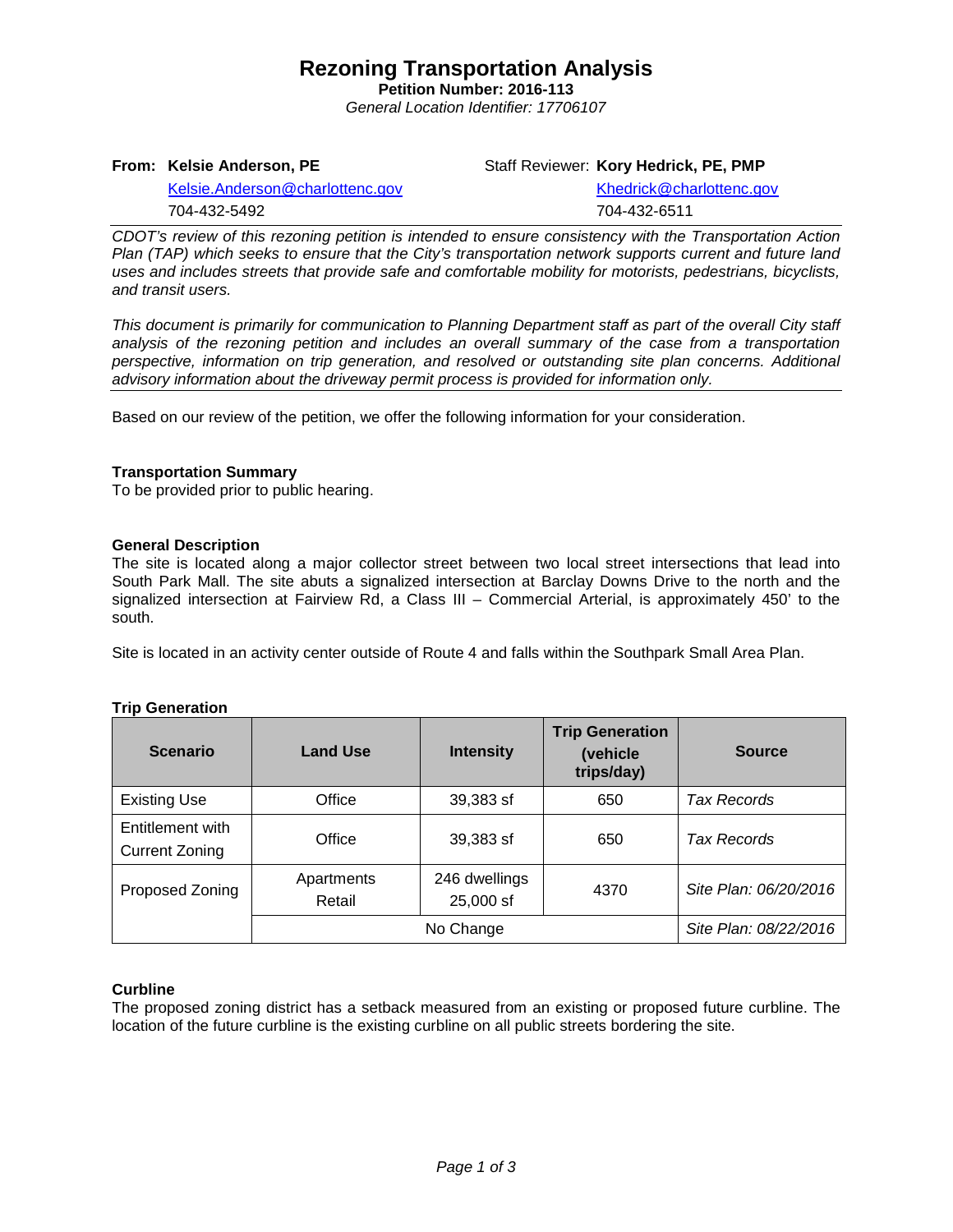# Rezoning Transportation Analysis

**Petition Number: 2016-113**

*General Location Identifier: 17706107*

**From: Kelsie Anderson, PE**
Kelsie.Anderson@charlottenc.gov
704-432-5492

Staff Reviewer: **Kory Hedrick, PE, PMP**
Khedrick@charlottenc.gov
704-432-6511

*CDOT's review of this rezoning petition is intended to ensure consistency with the Transportation Action Plan (TAP) which seeks to ensure that the City's transportation network supports current and future land uses and includes streets that provide safe and comfortable mobility for motorists, pedestrians, bicyclists, and transit users.*

*This document is primarily for communication to Planning Department staff as part of the overall City staff analysis of the rezoning petition and includes an overall summary of the case from a transportation perspective, information on trip generation, and resolved or outstanding site plan concerns. Additional advisory information about the driveway permit process is provided for information only.*

Based on our review of the petition, we offer the following information for your consideration.

**Transportation Summary**
To be provided prior to public hearing.

**General Description**
The site is located along a major collector street between two local street intersections that lead into South Park Mall. The site abuts a signalized intersection at Barclay Downs Drive to the north and the signalized intersection at Fairview Rd, a Class III – Commercial Arterial, is approximately 450' to the south.

Site is located in an activity center outside of Route 4 and falls within the Southpark Small Area Plan.

**Trip Generation**

| Scenario | Land Use | Intensity | Trip Generation (vehicle trips/day) | Source |
|---|---|---|---|---|
| Existing Use | Office | 39,383 sf | 650 | *Tax Records* |
| Entitlement with Current Zoning | Office | 39,383 sf | 650 | *Tax Records* |
| Proposed Zoning | Apartments<br>Retail | 246 dwellings<br>25,000 sf | 4370 | *Site Plan: 06/20/2016* |
| | No Change | | | *Site Plan: 08/22/2016* |

**Curbline**
The proposed zoning district has a setback measured from an existing or proposed future curbline. The location of the future curbline is the existing curbline on all public streets bordering the site.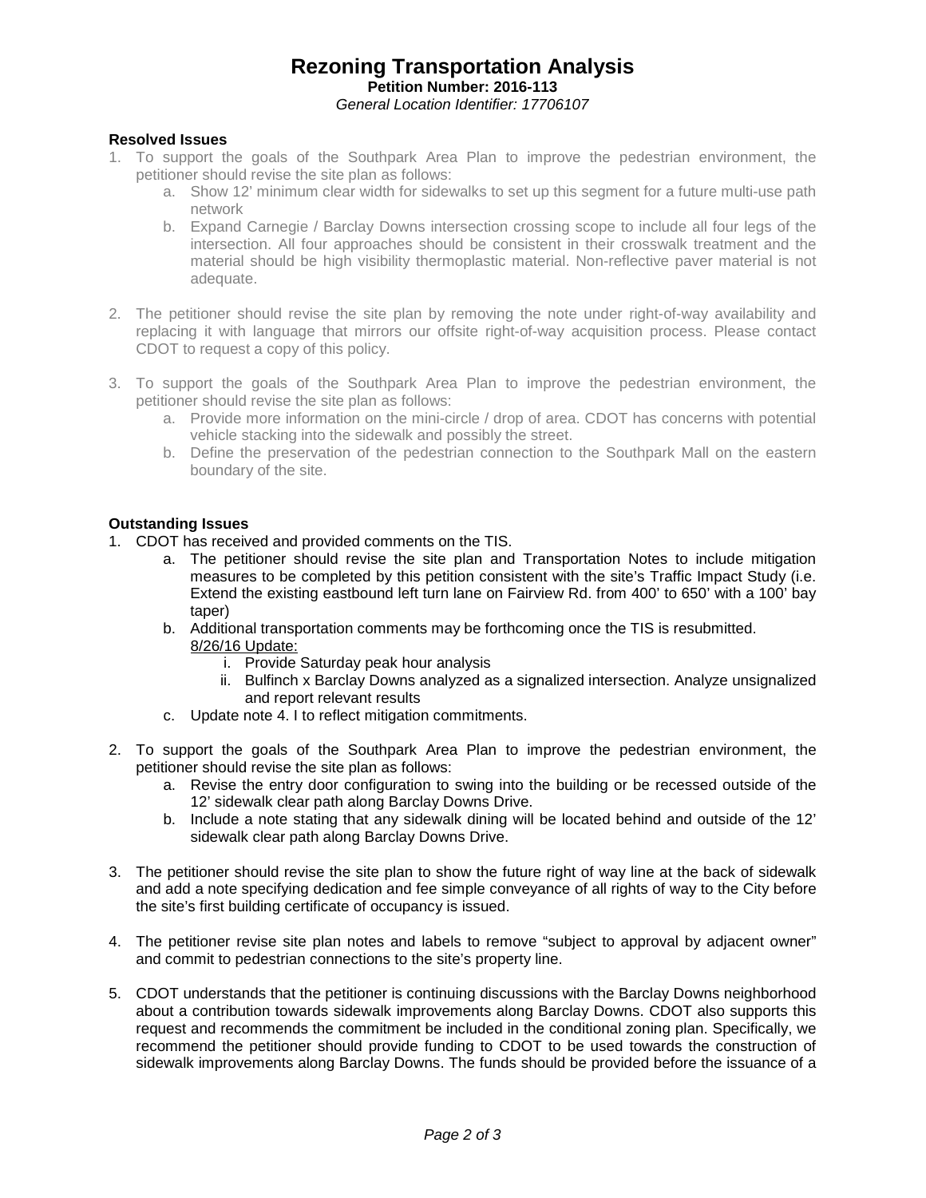# Rezoning Transportation Analysis

**Petition Number: 2016-113**

*General Location Identifier: 17706107*

**Resolved Issues**

1. To support the goals of the Southpark Area Plan to improve the pedestrian environment, the petitioner should revise the site plan as follows:
   a. Show 12' minimum clear width for sidewalks to set up this segment for a future multi-use path network
   b. Expand Carnegie / Barclay Downs intersection crossing scope to include all four legs of the intersection. All four approaches should be consistent in their crosswalk treatment and the material should be high visibility thermoplastic material. Non-reflective paver material is not adequate.

2. The petitioner should revise the site plan by removing the note under right-of-way availability and replacing it with language that mirrors our offsite right-of-way acquisition process. Please contact CDOT to request a copy of this policy.

3. To support the goals of the Southpark Area Plan to improve the pedestrian environment, the petitioner should revise the site plan as follows:
   a. Provide more information on the mini-circle / drop of area. CDOT has concerns with potential vehicle stacking into the sidewalk and possibly the street.
   b. Define the preservation of the pedestrian connection to the Southpark Mall on the eastern boundary of the site.

**Outstanding Issues**

1. CDOT has received and provided comments on the TIS.
   a. The petitioner should revise the site plan and Transportation Notes to include mitigation measures to be completed by this petition consistent with the site's Traffic Impact Study (i.e. Extend the existing eastbound left turn lane on Fairview Rd. from 400' to 650' with a 100' bay taper)
   b. Additional transportation comments may be forthcoming once the TIS is resubmitted.
      8/26/16 Update:
      i. Provide Saturday peak hour analysis
      ii. Bulfinch x Barclay Downs analyzed as a signalized intersection. Analyze unsignalized and report relevant results
   c. Update note 4. I to reflect mitigation commitments.

2. To support the goals of the Southpark Area Plan to improve the pedestrian environment, the petitioner should revise the site plan as follows:
   a. Revise the entry door configuration to swing into the building or be recessed outside of the 12' sidewalk clear path along Barclay Downs Drive.
   b. Include a note stating that any sidewalk dining will be located behind and outside of the 12' sidewalk clear path along Barclay Downs Drive.

3. The petitioner should revise the site plan to show the future right of way line at the back of sidewalk and add a note specifying dedication and fee simple conveyance of all rights of way to the City before the site's first building certificate of occupancy is issued.

4. The petitioner revise site plan notes and labels to remove "subject to approval by adjacent owner" and commit to pedestrian connections to the site's property line.

5. CDOT understands that the petitioner is continuing discussions with the Barclay Downs neighborhood about a contribution towards sidewalk improvements along Barclay Downs. CDOT also supports this request and recommends the commitment be included in the conditional zoning plan. Specifically, we recommend the petitioner should provide funding to CDOT to be used towards the construction of sidewalk improvements along Barclay Downs. The funds should be provided before the issuance of a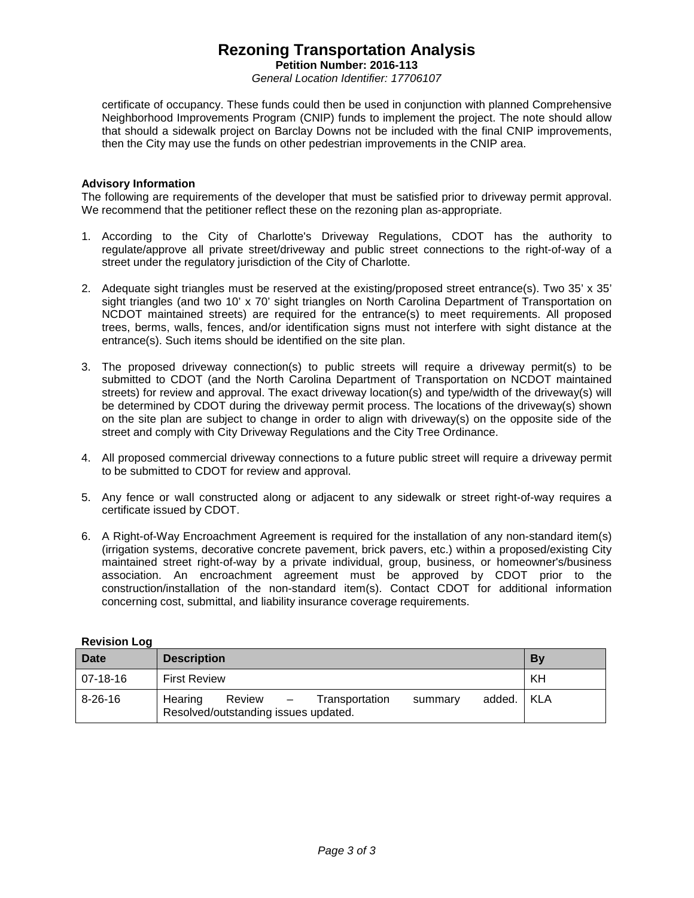certificate of occupancy. These funds could then be used in conjunction with planned Comprehensive Neighborhood Improvements Program (CNIP) funds to implement the project. The note should allow that should a sidewalk project on Barclay Downs not be included with the final CNIP improvements, then the City may use the funds on other pedestrian improvements in the CNIP area.

**Advisory Information**

The following are requirements of the developer that must be satisfied prior to driveway permit approval. We recommend that the petitioner reflect these on the rezoning plan as-appropriate.

1. According to the City of Charlotte's Driveway Regulations, CDOT has the authority to regulate/approve all private street/driveway and public street connections to the right-of-way of a street under the regulatory jurisdiction of the City of Charlotte.

2. Adequate sight triangles must be reserved at the existing/proposed street entrance(s). Two 35' x 35' sight triangles (and two 10' x 70' sight triangles on North Carolina Department of Transportation on NCDOT maintained streets) are required for the entrance(s) to meet requirements. All proposed trees, berms, walls, fences, and/or identification signs must not interfere with sight distance at the entrance(s). Such items should be identified on the site plan.

3. The proposed driveway connection(s) to public streets will require a driveway permit(s) to be submitted to CDOT (and the North Carolina Department of Transportation on NCDOT maintained streets) for review and approval. The exact driveway location(s) and type/width of the driveway(s) will be determined by CDOT during the driveway permit process. The locations of the driveway(s) shown on the site plan are subject to change in order to align with driveway(s) on the opposite side of the street and comply with City Driveway Regulations and the City Tree Ordinance.

4. All proposed commercial driveway connections to a future public street will require a driveway permit to be submitted to CDOT for review and approval.

5. Any fence or wall constructed along or adjacent to any sidewalk or street right-of-way requires a certificate issued by CDOT.

6. A Right-of-Way Encroachment Agreement is required for the installation of any non-standard item(s) (irrigation systems, decorative concrete pavement, brick pavers, etc.) within a proposed/existing City maintained street right-of-way by a private individual, group, business, or homeowner's/business association. An encroachment agreement must be approved by CDOT prior to the construction/installation of the non-standard item(s). Contact CDOT for additional information concerning cost, submittal, and liability insurance coverage requirements.

**Revision Log**

| Date | Description | By |
|---|---|---|
| 07-18-16 | First Review | KH |
| 8-26-16 | Hearing Review – Transportation summary added. Resolved/outstanding issues updated. | KLA |